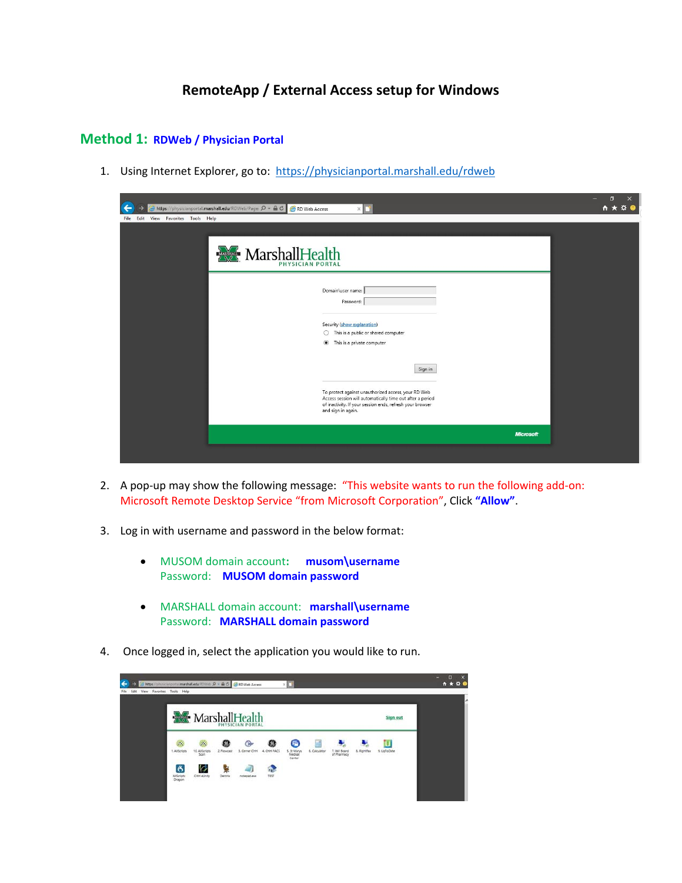# RemoteApp / External Access setup for Windows

## Method 1: RDWeb / Physician Portal

1. Using Internet Explorer, go to: https://physicianportal.marshall.edu/rdweb

2. A pop-up may show the following message: "This website wants to run the following add-on: Microsoft Remote Desktop Service "from Microsoft Corporation", Click **"Allow"**.

3. Log in with username and password in the below format:

   - MUSOM domain account: **musom\username**
     Password: **MUSOM domain password**

   - MARSHALL domain account: **marshall\username**
     Password: **MARSHALL domain password**

4. Once logged in, select the application you would like to run.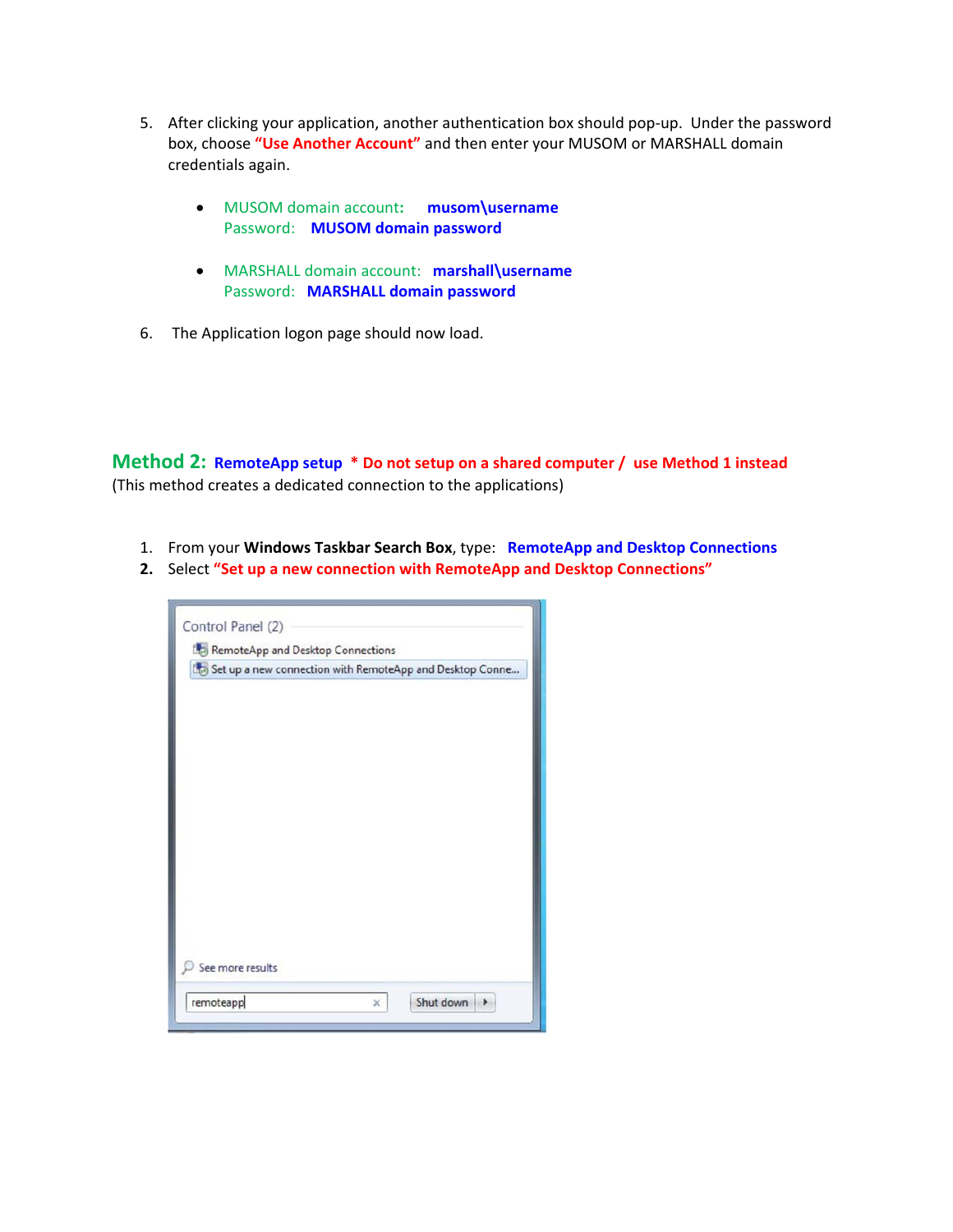5. After clicking your application, another authentication box should pop-up. Under the password box, choose **"Use Another Account"** and then enter your MUSOM or MARSHALL domain credentials again.

   - MUSOM domain account: **musom\username**
     Password: **MUSOM domain password**

   - MARSHALL domain account: **marshall\username**
     Password: **MARSHALL domain password**

6. The Application logon page should now load.

## Method 2: **RemoteApp setup** **\* Do not setup on a shared computer / use Method 1 instead**

(This method creates a dedicated connection to the applications)

1. From your **Windows Taskbar Search Box**, type: **RemoteApp and Desktop Connections**
2. Select **"Set up a new connection with RemoteApp and Desktop Connections"**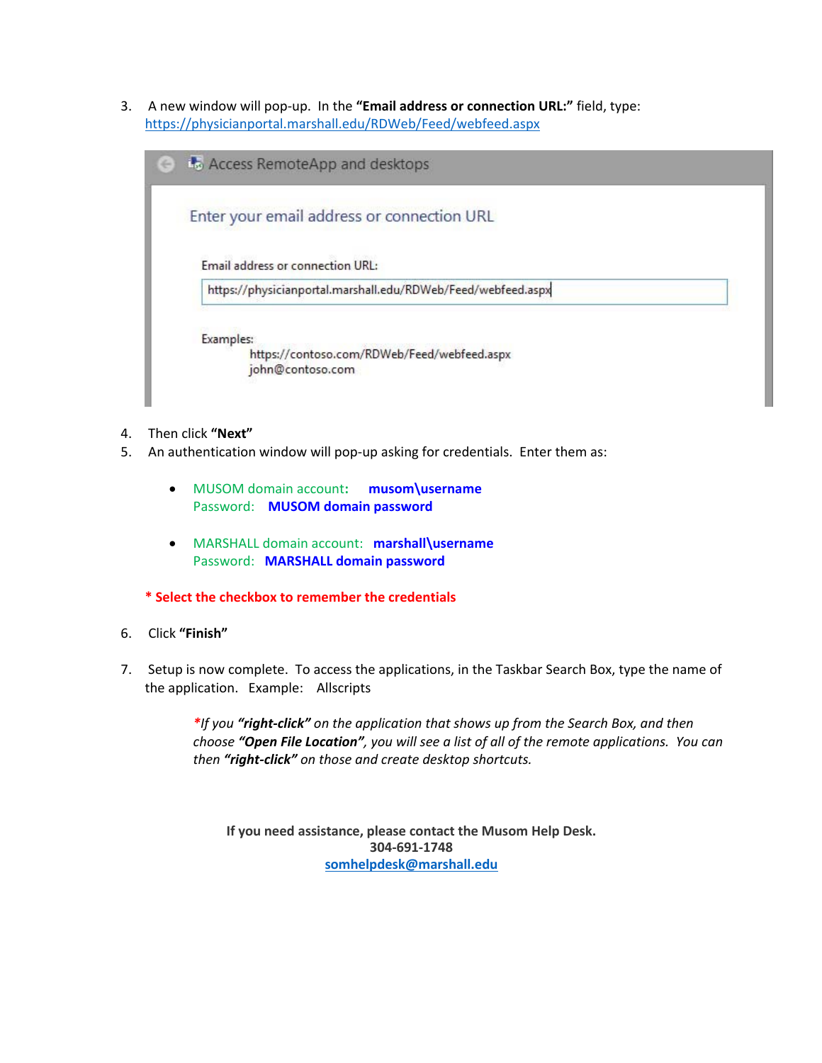3. A new window will pop-up. In the **"Email address or connection URL:"** field, type: https://physicianportal.marshall.edu/RDWeb/Feed/webfeed.aspx

Access RemoteApp and desktops

Enter your email address or connection URL

Email address or connection URL:

https://physicianportal.marshall.edu/RDWeb/Feed/webfeed.aspx

Examples:
https://contoso.com/RDWeb/Feed/webfeed.aspx
john@contoso.com

4. Then click **"Next"**
5. An authentication window will pop-up asking for credentials. Enter them as:

- MUSOM domain account: **musom\username**
  Password: **MUSOM domain password**

- MARSHALL domain account: **marshall\username**
  Password: **MARSHALL domain password**

**\* Select the checkbox to remember the credentials**

6. Click **"Finish"**

7. Setup is now complete. To access the applications, in the Taskbar Search Box, type the name of the application. Example: Allscripts

*\*If you **"right-click"** on the application that shows up from the Search Box, and then choose **"Open File Location"**, you will see a list of all of the remote applications. You can then **"right-click"** on those and create desktop shortcuts.*

**If you need assistance, please contact the Musom Help Desk.**
**304-691-1748**
**somhelpdesk@marshall.edu**